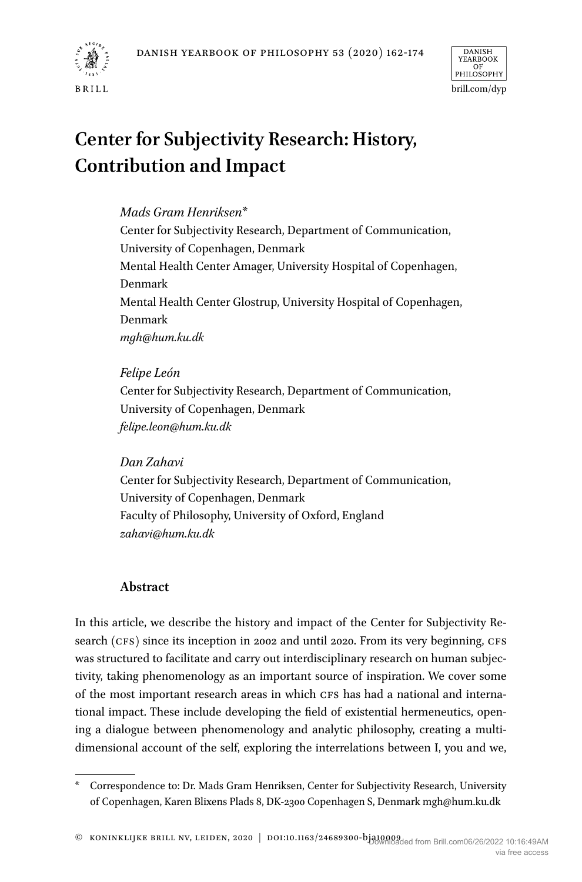# Center for Subjectivity Research: History, Contribution and Impact

*Mads Gram Henriksen**
Center for Subjectivity Research, Department of Communication, University of Copenhagen, Denmark
Mental Health Center Amager, University Hospital of Copenhagen, Denmark
Mental Health Center Glostrup, University Hospital of Copenhagen, Denmark
*mgh@hum.ku.dk*

*Felipe León*
Center for Subjectivity Research, Department of Communication, University of Copenhagen, Denmark
*felipe.leon@hum.ku.dk*

*Dan Zahavi*
Center for Subjectivity Research, Department of Communication, University of Copenhagen, Denmark
Faculty of Philosophy, University of Oxford, England
*zahavi@hum.ku.dk*

## Abstract

In this article, we describe the history and impact of the Center for Subjectivity Research (CFS) since its inception in 2002 and until 2020. From its very beginning, CFS was structured to facilitate and carry out interdisciplinary research on human subjectivity, taking phenomenology as an important source of inspiration. We cover some of the most important research areas in which CFS has had a national and international impact. These include developing the field of existential hermeneutics, opening a dialogue between phenomenology and analytic philosophy, creating a multi-dimensional account of the self, exploring the interrelations between I, you and we,

---

\* Correspondence to: Dr. Mads Gram Henriksen, Center for Subjectivity Research, University of Copenhagen, Karen Blixens Plads 8, DK-2300 Copenhagen S, Denmark mgh@hum.ku.dk

© KONINKLIJKE BRILL NV, LEIDEN, 2020 | DOI:10.1163/24689300-bja10009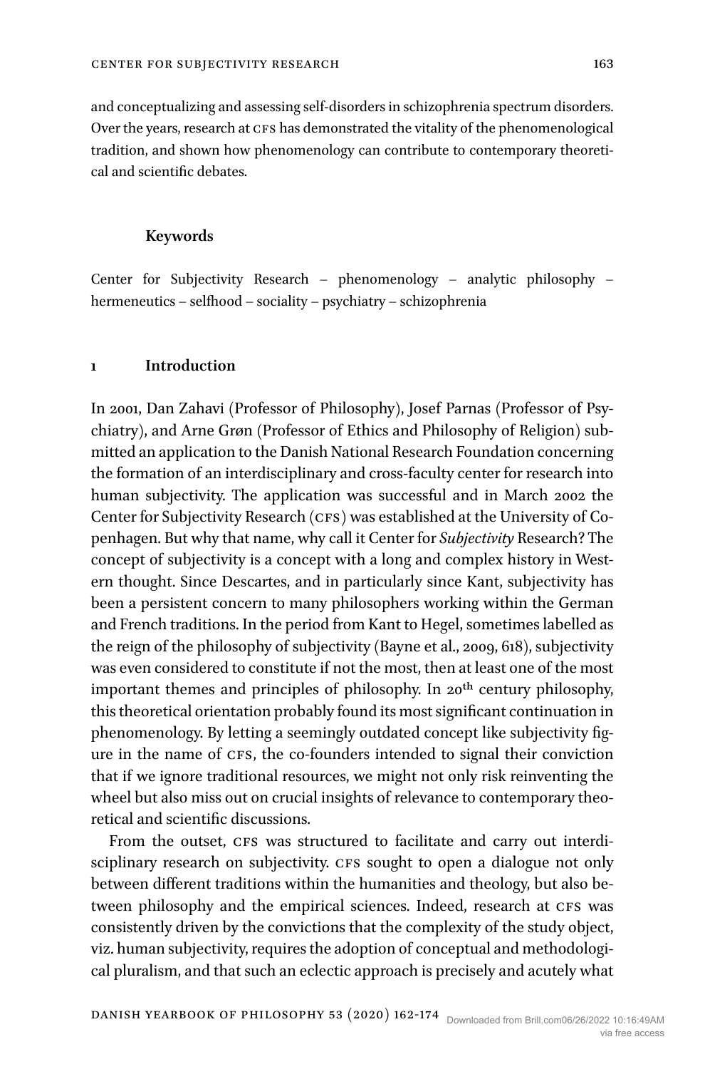and conceptualizing and assessing self-disorders in schizophrenia spectrum disorders. Over the years, research at CFS has demonstrated the vitality of the phenomenological tradition, and shown how phenomenology can contribute to contemporary theoretical and scientific debates.

**Keywords**

Center for Subjectivity Research – phenomenology – analytic philosophy – hermeneutics – selfhood – sociality – psychiatry – schizophrenia

## 1 Introduction

In 2001, Dan Zahavi (Professor of Philosophy), Josef Parnas (Professor of Psychiatry), and Arne Grøn (Professor of Ethics and Philosophy of Religion) submitted an application to the Danish National Research Foundation concerning the formation of an interdisciplinary and cross-faculty center for research into human subjectivity. The application was successful and in March 2002 the Center for Subjectivity Research (CFS) was established at the University of Copenhagen. But why that name, why call it Center for *Subjectivity* Research? The concept of subjectivity is a concept with a long and complex history in Western thought. Since Descartes, and in particularly since Kant, subjectivity has been a persistent concern to many philosophers working within the German and French traditions. In the period from Kant to Hegel, sometimes labelled as the reign of the philosophy of subjectivity (Bayne et al., 2009, 618), subjectivity was even considered to constitute if not the most, then at least one of the most important themes and principles of philosophy. In 20th century philosophy, this theoretical orientation probably found its most significant continuation in phenomenology. By letting a seemingly outdated concept like subjectivity figure in the name of CFS, the co-founders intended to signal their conviction that if we ignore traditional resources, we might not only risk reinventing the wheel but also miss out on crucial insights of relevance to contemporary theoretical and scientific discussions.

From the outset, CFS was structured to facilitate and carry out interdisciplinary research on subjectivity. CFS sought to open a dialogue not only between different traditions within the humanities and theology, but also between philosophy and the empirical sciences. Indeed, research at CFS was consistently driven by the convictions that the complexity of the study object, viz. human subjectivity, requires the adoption of conceptual and methodological pluralism, and that such an eclectic approach is precisely and acutely what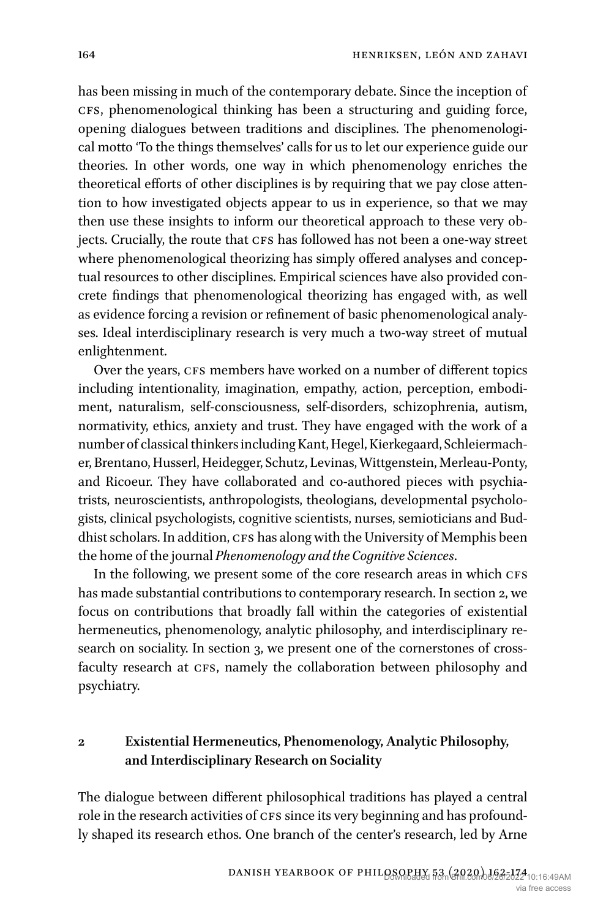has been missing in much of the contemporary debate. Since the inception of CFS, phenomenological thinking has been a structuring and guiding force, opening dialogues between traditions and disciplines. The phenomenological motto 'To the things themselves' calls for us to let our experience guide our theories. In other words, one way in which phenomenology enriches the theoretical efforts of other disciplines is by requiring that we pay close attention to how investigated objects appear to us in experience, so that we may then use these insights to inform our theoretical approach to these very objects. Crucially, the route that CFS has followed has not been a one-way street where phenomenological theorizing has simply offered analyses and conceptual resources to other disciplines. Empirical sciences have also provided concrete findings that phenomenological theorizing has engaged with, as well as evidence forcing a revision or refinement of basic phenomenological analyses. Ideal interdisciplinary research is very much a two-way street of mutual enlightenment.

Over the years, CFS members have worked on a number of different topics including intentionality, imagination, empathy, action, perception, embodiment, naturalism, self-consciousness, self-disorders, schizophrenia, autism, normativity, ethics, anxiety and trust. They have engaged with the work of a number of classical thinkers including Kant, Hegel, Kierkegaard, Schleiermacher, Brentano, Husserl, Heidegger, Schutz, Levinas, Wittgenstein, Merleau-Ponty, and Ricoeur. They have collaborated and co-authored pieces with psychiatrists, neuroscientists, anthropologists, theologians, developmental psychologists, clinical psychologists, cognitive scientists, nurses, semioticians and Buddhist scholars. In addition, CFS has along with the University of Memphis been the home of the journal *Phenomenology and the Cognitive Sciences*.

In the following, we present some of the core research areas in which CFS has made substantial contributions to contemporary research. In section 2, we focus on contributions that broadly fall within the categories of existential hermeneutics, phenomenology, analytic philosophy, and interdisciplinary research on sociality. In section 3, we present one of the cornerstones of cross-faculty research at CFS, namely the collaboration between philosophy and psychiatry.

## 2 Existential Hermeneutics, Phenomenology, Analytic Philosophy, and Interdisciplinary Research on Sociality

The dialogue between different philosophical traditions has played a central role in the research activities of CFS since its very beginning and has profoundly shaped its research ethos. One branch of the center's research, led by Arne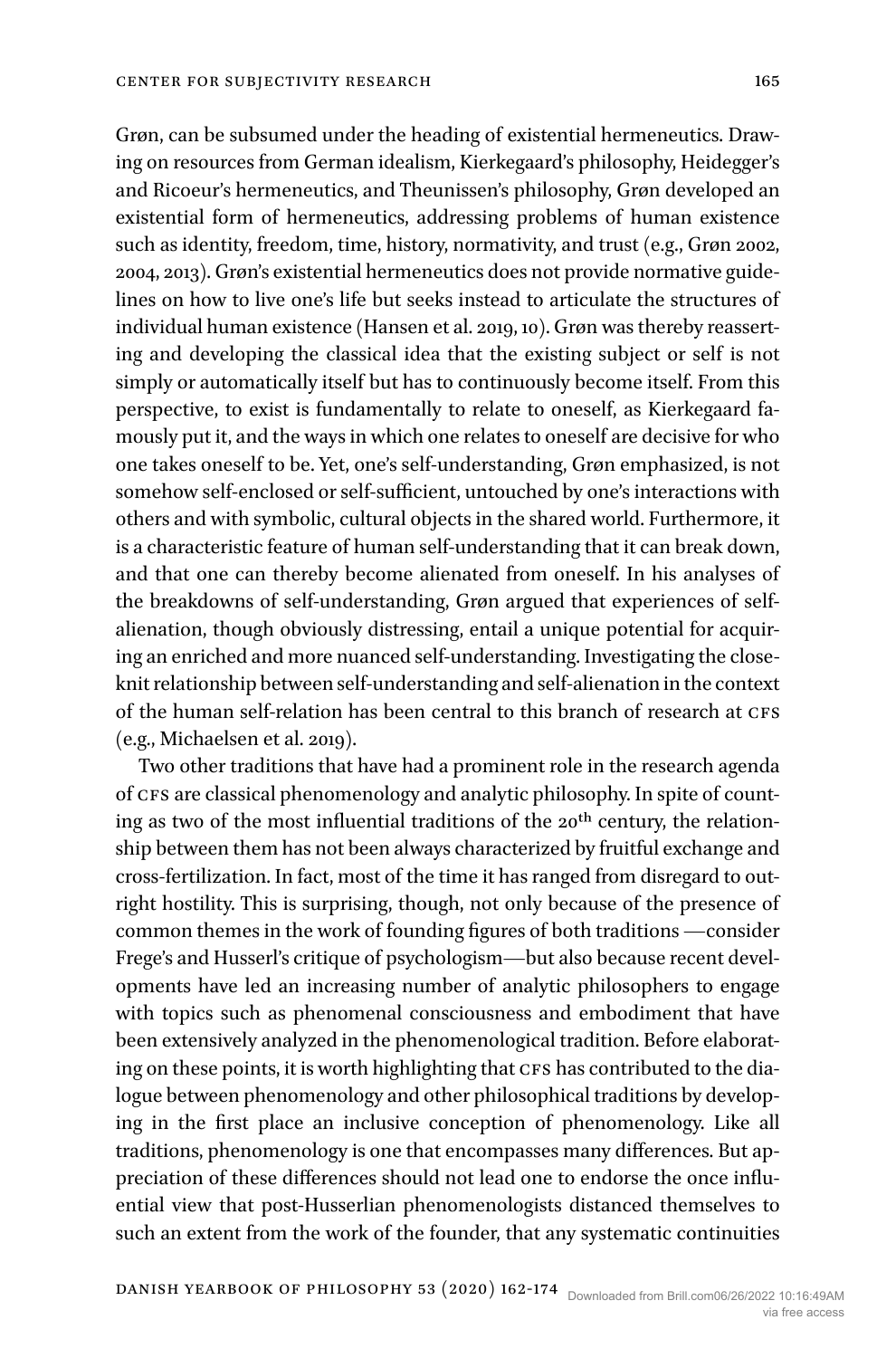Grøn, can be subsumed under the heading of existential hermeneutics. Drawing on resources from German idealism, Kierkegaard's philosophy, Heidegger's and Ricoeur's hermeneutics, and Theunissen's philosophy, Grøn developed an existential form of hermeneutics, addressing problems of human existence such as identity, freedom, time, history, normativity, and trust (e.g., Grøn 2002, 2004, 2013). Grøn's existential hermeneutics does not provide normative guidelines on how to live one's life but seeks instead to articulate the structures of individual human existence (Hansen et al. 2019, 10). Grøn was thereby reasserting and developing the classical idea that the existing subject or self is not simply or automatically itself but has to continuously become itself. From this perspective, to exist is fundamentally to relate to oneself, as Kierkegaard famously put it, and the ways in which one relates to oneself are decisive for who one takes oneself to be. Yet, one's self-understanding, Grøn emphasized, is not somehow self-enclosed or self-sufficient, untouched by one's interactions with others and with symbolic, cultural objects in the shared world. Furthermore, it is a characteristic feature of human self-understanding that it can break down, and that one can thereby become alienated from oneself. In his analyses of the breakdowns of self-understanding, Grøn argued that experiences of self-alienation, though obviously distressing, entail a unique potential for acquiring an enriched and more nuanced self-understanding. Investigating the close-knit relationship between self-understanding and self-alienation in the context of the human self-relation has been central to this branch of research at CFS (e.g., Michaelsen et al. 2019).

Two other traditions that have had a prominent role in the research agenda of CFS are classical phenomenology and analytic philosophy. In spite of counting as two of the most influential traditions of the 20th century, the relationship between them has not been always characterized by fruitful exchange and cross-fertilization. In fact, most of the time it has ranged from disregard to outright hostility. This is surprising, though, not only because of the presence of common themes in the work of founding figures of both traditions —consider Frege's and Husserl's critique of psychologism—but also because recent developments have led an increasing number of analytic philosophers to engage with topics such as phenomenal consciousness and embodiment that have been extensively analyzed in the phenomenological tradition. Before elaborating on these points, it is worth highlighting that CFS has contributed to the dialogue between phenomenology and other philosophical traditions by developing in the first place an inclusive conception of phenomenology. Like all traditions, phenomenology is one that encompasses many differences. But appreciation of these differences should not lead one to endorse the once influential view that post-Husserlian phenomenologists distanced themselves to such an extent from the work of the founder, that any systematic continuities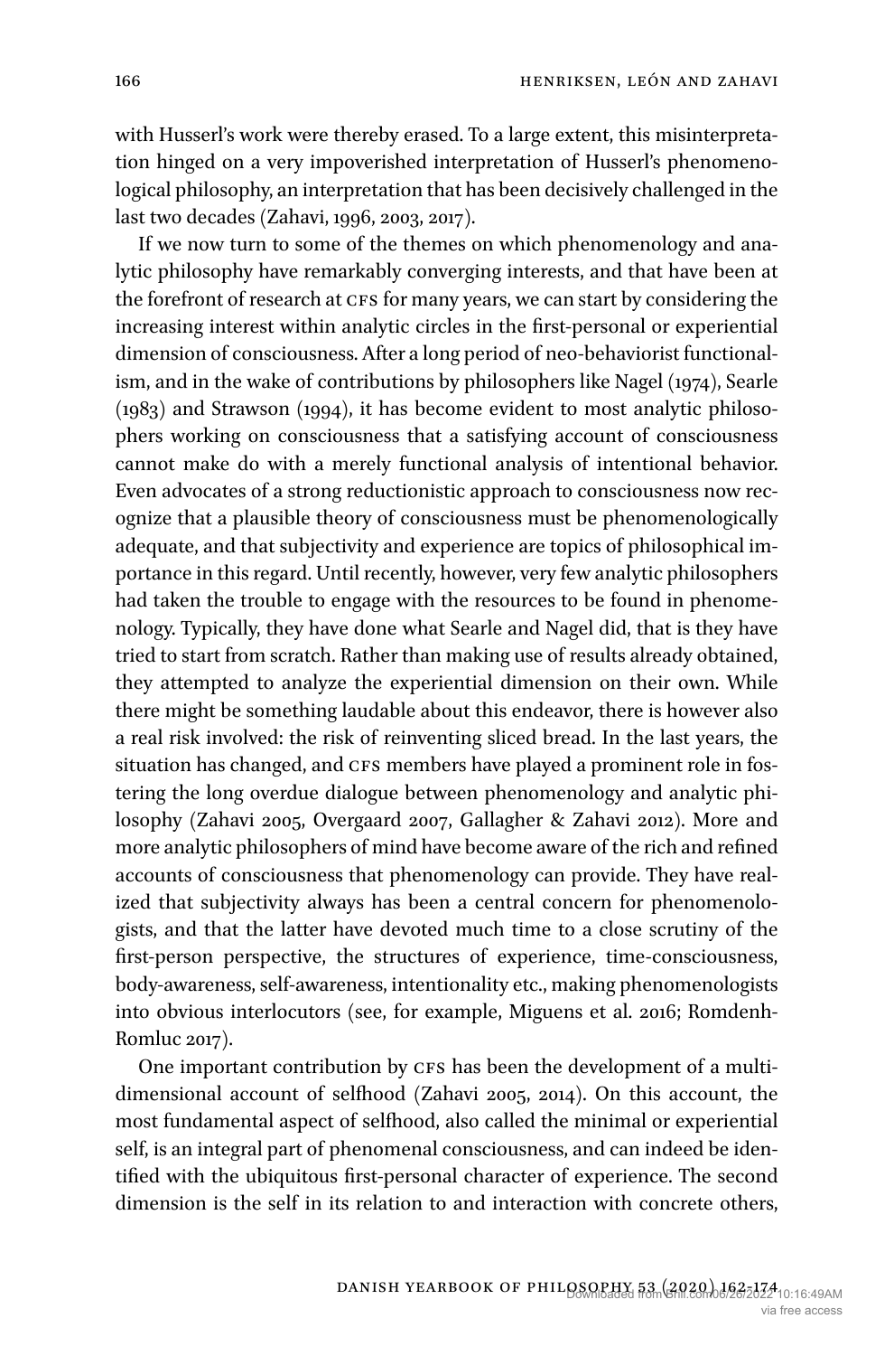with Husserl's work were thereby erased. To a large extent, this misinterpretation hinged on a very impoverished interpretation of Husserl's phenomenological philosophy, an interpretation that has been decisively challenged in the last two decades (Zahavi, 1996, 2003, 2017).

If we now turn to some of the themes on which phenomenology and analytic philosophy have remarkably converging interests, and that have been at the forefront of research at CFS for many years, we can start by considering the increasing interest within analytic circles in the first-personal or experiential dimension of consciousness. After a long period of neo-behaviorist functionalism, and in the wake of contributions by philosophers like Nagel (1974), Searle (1983) and Strawson (1994), it has become evident to most analytic philosophers working on consciousness that a satisfying account of consciousness cannot make do with a merely functional analysis of intentional behavior. Even advocates of a strong reductionistic approach to consciousness now recognize that a plausible theory of consciousness must be phenomenologically adequate, and that subjectivity and experience are topics of philosophical importance in this regard. Until recently, however, very few analytic philosophers had taken the trouble to engage with the resources to be found in phenomenology. Typically, they have done what Searle and Nagel did, that is they have tried to start from scratch. Rather than making use of results already obtained, they attempted to analyze the experiential dimension on their own. While there might be something laudable about this endeavor, there is however also a real risk involved: the risk of reinventing sliced bread. In the last years, the situation has changed, and CFS members have played a prominent role in fostering the long overdue dialogue between phenomenology and analytic philosophy (Zahavi 2005, Overgaard 2007, Gallagher & Zahavi 2012). More and more analytic philosophers of mind have become aware of the rich and refined accounts of consciousness that phenomenology can provide. They have realized that subjectivity always has been a central concern for phenomenologists, and that the latter have devoted much time to a close scrutiny of the first-person perspective, the structures of experience, time-consciousness, body-awareness, self-awareness, intentionality etc., making phenomenologists into obvious interlocutors (see, for example, Miguens et al. 2016; Romdenh-Romluc 2017).

One important contribution by CFS has been the development of a multidimensional account of selfhood (Zahavi 2005, 2014). On this account, the most fundamental aspect of selfhood, also called the minimal or experiential self, is an integral part of phenomenal consciousness, and can indeed be identified with the ubiquitous first-personal character of experience. The second dimension is the self in its relation to and interaction with concrete others,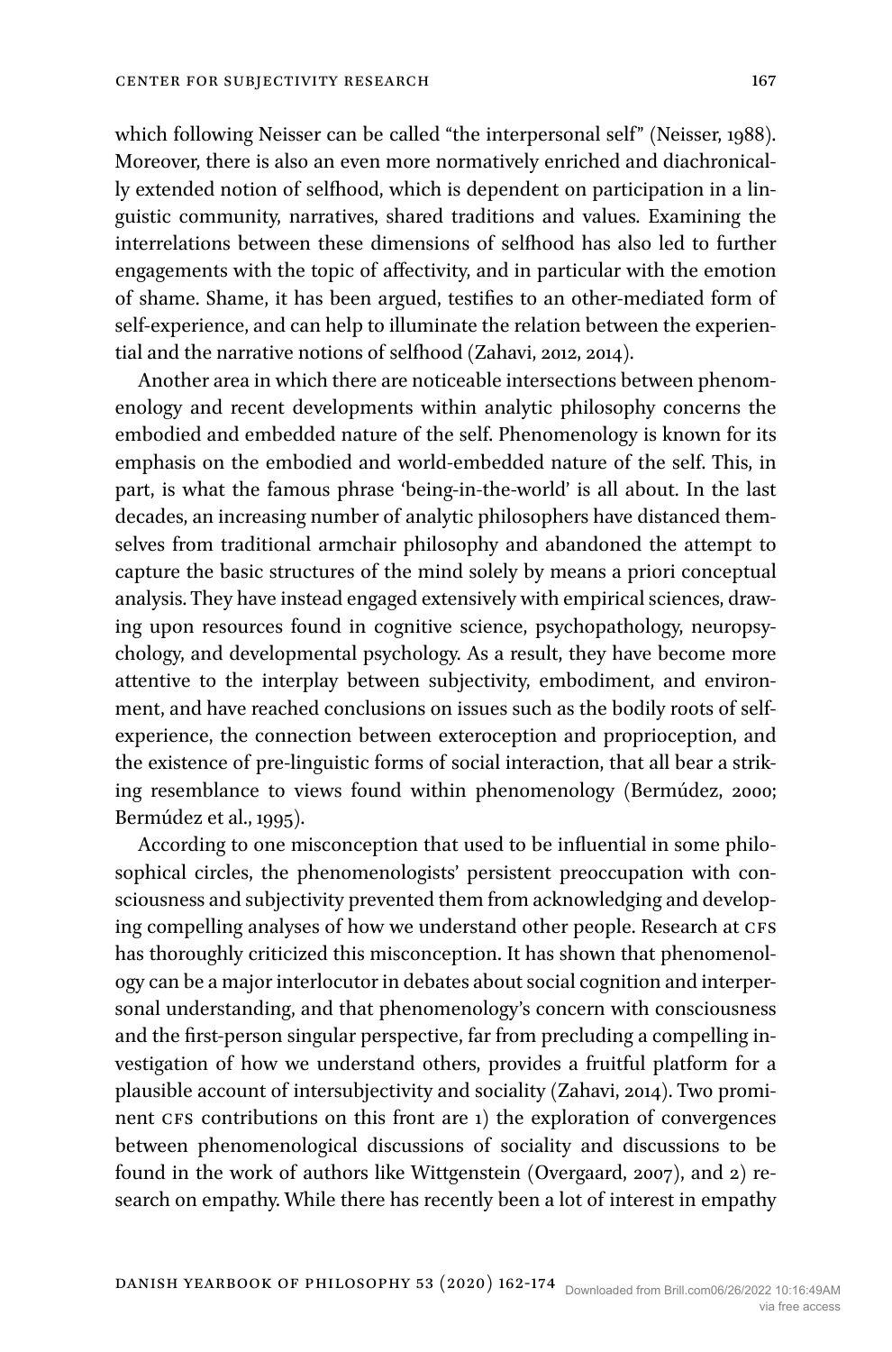which following Neisser can be called "the interpersonal self" (Neisser, 1988). Moreover, there is also an even more normatively enriched and diachronically extended notion of selfhood, which is dependent on participation in a linguistic community, narratives, shared traditions and values. Examining the interrelations between these dimensions of selfhood has also led to further engagements with the topic of affectivity, and in particular with the emotion of shame. Shame, it has been argued, testifies to an other-mediated form of self-experience, and can help to illuminate the relation between the experiential and the narrative notions of selfhood (Zahavi, 2012, 2014).

Another area in which there are noticeable intersections between phenomenology and recent developments within analytic philosophy concerns the embodied and embedded nature of the self. Phenomenology is known for its emphasis on the embodied and world-embedded nature of the self. This, in part, is what the famous phrase 'being-in-the-world' is all about. In the last decades, an increasing number of analytic philosophers have distanced themselves from traditional armchair philosophy and abandoned the attempt to capture the basic structures of the mind solely by means a priori conceptual analysis. They have instead engaged extensively with empirical sciences, drawing upon resources found in cognitive science, psychopathology, neuropsychology, and developmental psychology. As a result, they have become more attentive to the interplay between subjectivity, embodiment, and environment, and have reached conclusions on issues such as the bodily roots of self-experience, the connection between exteroception and proprioception, and the existence of pre-linguistic forms of social interaction, that all bear a striking resemblance to views found within phenomenology (Bermúdez, 2000; Bermúdez et al., 1995).

According to one misconception that used to be influential in some philosophical circles, the phenomenologists' persistent preoccupation with consciousness and subjectivity prevented them from acknowledging and developing compelling analyses of how we understand other people. Research at CFS has thoroughly criticized this misconception. It has shown that phenomenology can be a major interlocutor in debates about social cognition and interpersonal understanding, and that phenomenology's concern with consciousness and the first-person singular perspective, far from precluding a compelling investigation of how we understand others, provides a fruitful platform for a plausible account of intersubjectivity and sociality (Zahavi, 2014). Two prominent CFS contributions on this front are 1) the exploration of convergences between phenomenological discussions of sociality and discussions to be found in the work of authors like Wittgenstein (Overgaard, 2007), and 2) research on empathy. While there has recently been a lot of interest in empathy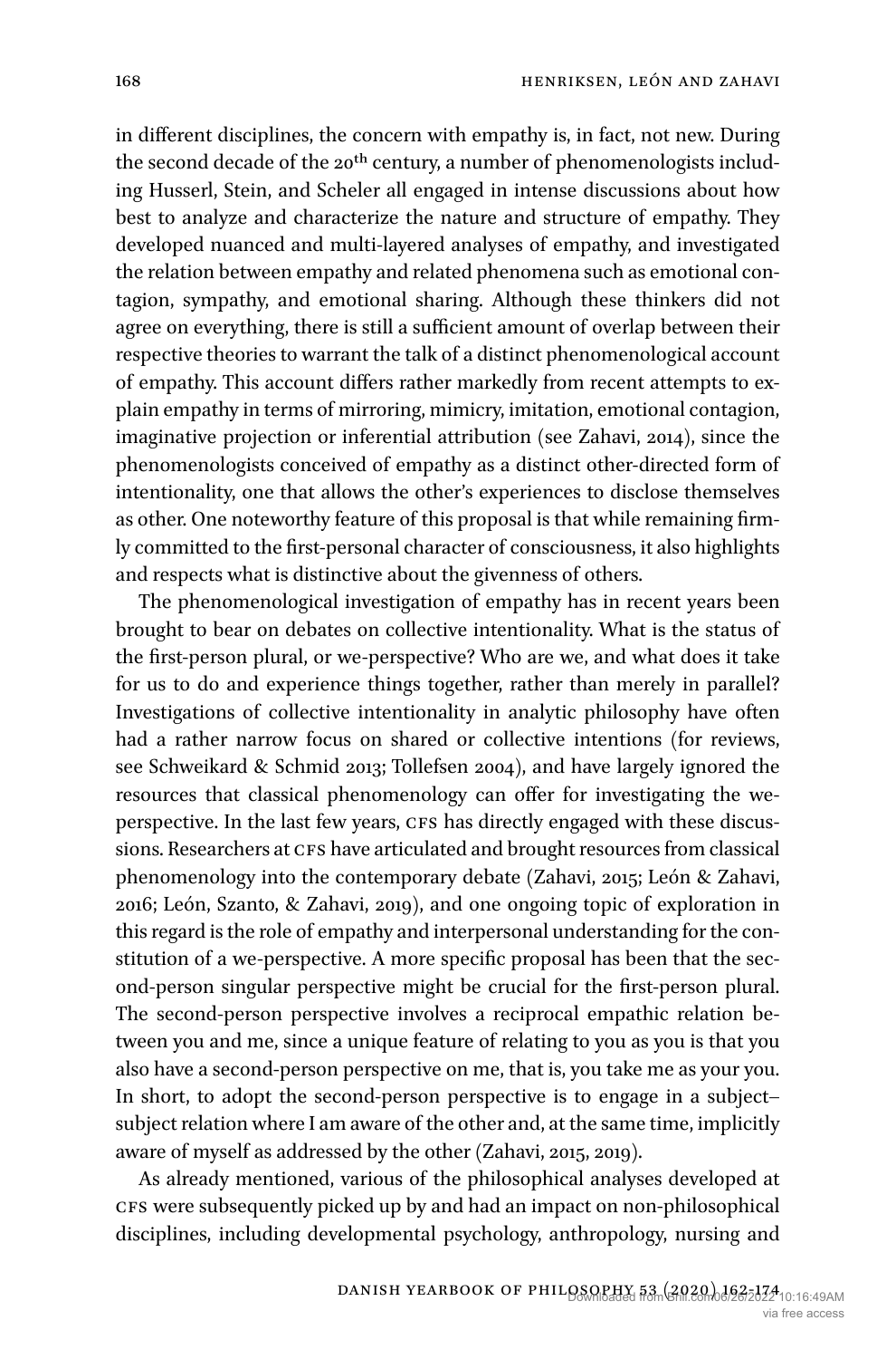in different disciplines, the concern with empathy is, in fact, not new. During the second decade of the 20th century, a number of phenomenologists including Husserl, Stein, and Scheler all engaged in intense discussions about how best to analyze and characterize the nature and structure of empathy. They developed nuanced and multi-layered analyses of empathy, and investigated the relation between empathy and related phenomena such as emotional contagion, sympathy, and emotional sharing. Although these thinkers did not agree on everything, there is still a sufficient amount of overlap between their respective theories to warrant the talk of a distinct phenomenological account of empathy. This account differs rather markedly from recent attempts to explain empathy in terms of mirroring, mimicry, imitation, emotional contagion, imaginative projection or inferential attribution (see Zahavi, 2014), since the phenomenologists conceived of empathy as a distinct other-directed form of intentionality, one that allows the other's experiences to disclose themselves as other. One noteworthy feature of this proposal is that while remaining firmly committed to the first-personal character of consciousness, it also highlights and respects what is distinctive about the givenness of others.

The phenomenological investigation of empathy has in recent years been brought to bear on debates on collective intentionality. What is the status of the first-person plural, or we-perspective? Who are we, and what does it take for us to do and experience things together, rather than merely in parallel? Investigations of collective intentionality in analytic philosophy have often had a rather narrow focus on shared or collective intentions (for reviews, see Schweikard & Schmid 2013; Tollefsen 2004), and have largely ignored the resources that classical phenomenology can offer for investigating the we-perspective. In the last few years, CFS has directly engaged with these discussions. Researchers at CFS have articulated and brought resources from classical phenomenology into the contemporary debate (Zahavi, 2015; León & Zahavi, 2016; León, Szanto, & Zahavi, 2019), and one ongoing topic of exploration in this regard is the role of empathy and interpersonal understanding for the constitution of a we-perspective. A more specific proposal has been that the second-person singular perspective might be crucial for the first-person plural. The second-person perspective involves a reciprocal empathic relation between you and me, since a unique feature of relating to you as you is that you also have a second-person perspective on me, that is, you take me as your you. In short, to adopt the second-person perspective is to engage in a subject–subject relation where I am aware of the other and, at the same time, implicitly aware of myself as addressed by the other (Zahavi, 2015, 2019).

As already mentioned, various of the philosophical analyses developed at CFS were subsequently picked up by and had an impact on non-philosophical disciplines, including developmental psychology, anthropology, nursing and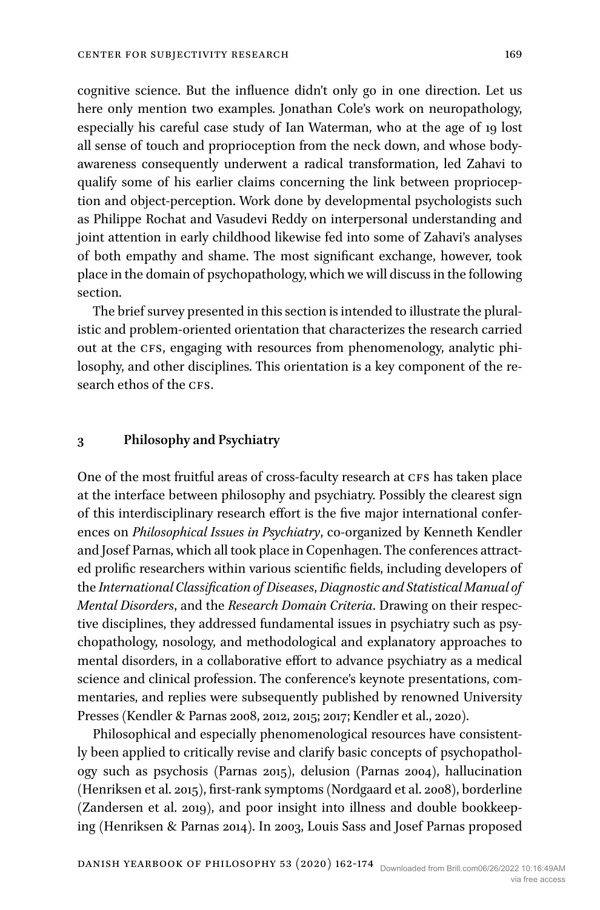cognitive science. But the influence didn't only go in one direction. Let us here only mention two examples. Jonathan Cole's work on neuropathology, especially his careful case study of Ian Waterman, who at the age of 19 lost all sense of touch and proprioception from the neck down, and whose body-awareness consequently underwent a radical transformation, led Zahavi to qualify some of his earlier claims concerning the link between proprioception and object-perception. Work done by developmental psychologists such as Philippe Rochat and Vasudevi Reddy on interpersonal understanding and joint attention in early childhood likewise fed into some of Zahavi's analyses of both empathy and shame. The most significant exchange, however, took place in the domain of psychopathology, which we will discuss in the following section.

The brief survey presented in this section is intended to illustrate the pluralistic and problem-oriented orientation that characterizes the research carried out at the CFS, engaging with resources from phenomenology, analytic philosophy, and other disciplines. This orientation is a key component of the research ethos of the CFS.

## 3 Philosophy and Psychiatry

One of the most fruitful areas of cross-faculty research at CFS has taken place at the interface between philosophy and psychiatry. Possibly the clearest sign of this interdisciplinary research effort is the five major international conferences on *Philosophical Issues in Psychiatry*, co-organized by Kenneth Kendler and Josef Parnas, which all took place in Copenhagen. The conferences attracted prolific researchers within various scientific fields, including developers of the *International Classification of Diseases*, *Diagnostic and Statistical Manual of Mental Disorders*, and the *Research Domain Criteria*. Drawing on their respective disciplines, they addressed fundamental issues in psychiatry such as psychopathology, nosology, and methodological and explanatory approaches to mental disorders, in a collaborative effort to advance psychiatry as a medical science and clinical profession. The conference's keynote presentations, commentaries, and replies were subsequently published by renowned University Presses (Kendler & Parnas 2008, 2012, 2015; 2017; Kendler et al., 2020).

Philosophical and especially phenomenological resources have consistently been applied to critically revise and clarify basic concepts of psychopathology such as psychosis (Parnas 2015), delusion (Parnas 2004), hallucination (Henriksen et al. 2015), first-rank symptoms (Nordgaard et al. 2008), borderline (Zandersen et al. 2019), and poor insight into illness and double bookkeeping (Henriksen & Parnas 2014). In 2003, Louis Sass and Josef Parnas proposed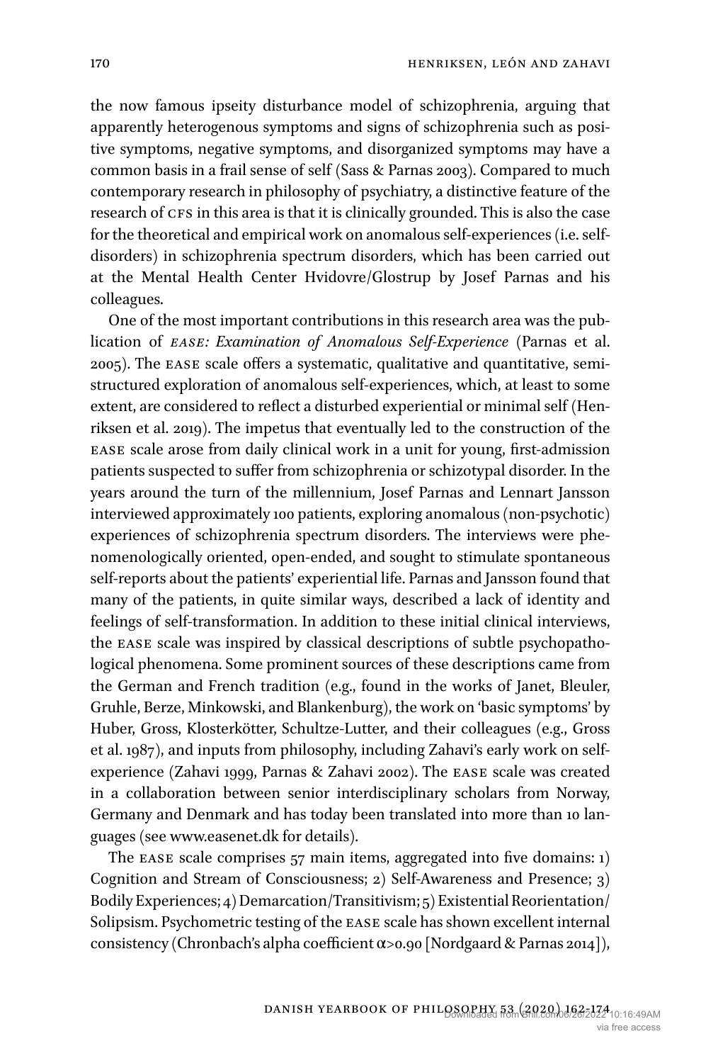the now famous ipseity disturbance model of schizophrenia, arguing that apparently heterogenous symptoms and signs of schizophrenia such as positive symptoms, negative symptoms, and disorganized symptoms may have a common basis in a frail sense of self (Sass & Parnas 2003). Compared to much contemporary research in philosophy of psychiatry, a distinctive feature of the research of CFS in this area is that it is clinically grounded. This is also the case for the theoretical and empirical work on anomalous self-experiences (i.e. self-disorders) in schizophrenia spectrum disorders, which has been carried out at the Mental Health Center Hvidovre/Glostrup by Josef Parnas and his colleagues.

One of the most important contributions in this research area was the publication of *EASE: Examination of Anomalous Self-Experience* (Parnas et al. 2005). The EASE scale offers a systematic, qualitative and quantitative, semi-structured exploration of anomalous self-experiences, which, at least to some extent, are considered to reflect a disturbed experiential or minimal self (Henriksen et al. 2019). The impetus that eventually led to the construction of the EASE scale arose from daily clinical work in a unit for young, first-admission patients suspected to suffer from schizophrenia or schizotypal disorder. In the years around the turn of the millennium, Josef Parnas and Lennart Jansson interviewed approximately 100 patients, exploring anomalous (non-psychotic) experiences of schizophrenia spectrum disorders. The interviews were phenomenologically oriented, open-ended, and sought to stimulate spontaneous self-reports about the patients' experiential life. Parnas and Jansson found that many of the patients, in quite similar ways, described a lack of identity and feelings of self-transformation. In addition to these initial clinical interviews, the EASE scale was inspired by classical descriptions of subtle psychopathological phenomena. Some prominent sources of these descriptions came from the German and French tradition (e.g., found in the works of Janet, Bleuler, Gruhle, Berze, Minkowski, and Blankenburg), the work on 'basic symptoms' by Huber, Gross, Klosterkötter, Schultze-Lutter, and their colleagues (e.g., Gross et al. 1987), and inputs from philosophy, including Zahavi's early work on self-experience (Zahavi 1999, Parnas & Zahavi 2002). The EASE scale was created in a collaboration between senior interdisciplinary scholars from Norway, Germany and Denmark and has today been translated into more than 10 languages (see www.easenet.dk for details).

The EASE scale comprises 57 main items, aggregated into five domains: 1) Cognition and Stream of Consciousness; 2) Self-Awareness and Presence; 3) Bodily Experiences; 4) Demarcation/Transitivism; 5) Existential Reorientation/Solipsism. Psychometric testing of the EASE scale has shown excellent internal consistency (Chronbach's alpha coefficient $\alpha>0.90$ [Nordgaard & Parnas 2014]),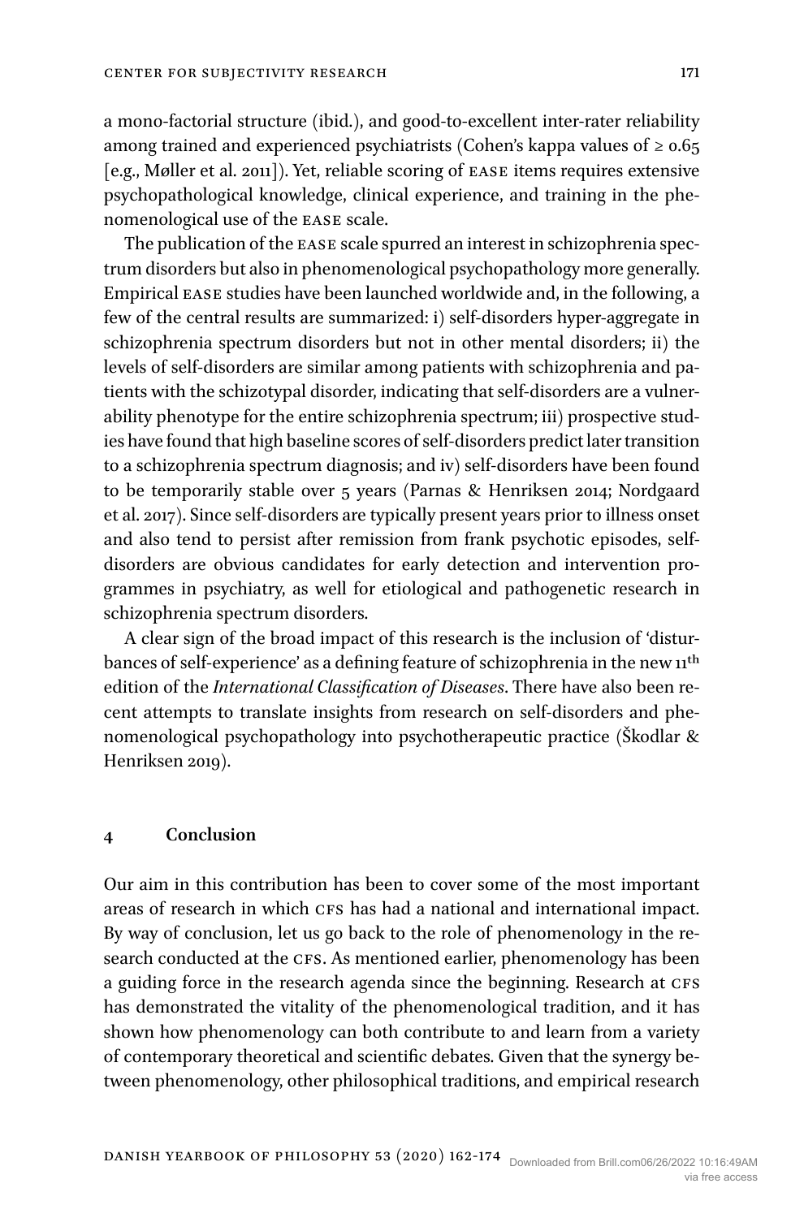a mono-factorial structure (ibid.), and good-to-excellent inter-rater reliability among trained and experienced psychiatrists (Cohen's kappa values of ≥ 0.65 [e.g., Møller et al. 2011]). Yet, reliable scoring of EASE items requires extensive psychopathological knowledge, clinical experience, and training in the phenomenological use of the EASE scale.

The publication of the EASE scale spurred an interest in schizophrenia spectrum disorders but also in phenomenological psychopathology more generally. Empirical EASE studies have been launched worldwide and, in the following, a few of the central results are summarized: i) self-disorders hyper-aggregate in schizophrenia spectrum disorders but not in other mental disorders; ii) the levels of self-disorders are similar among patients with schizophrenia and patients with the schizotypal disorder, indicating that self-disorders are a vulnerability phenotype for the entire schizophrenia spectrum; iii) prospective studies have found that high baseline scores of self-disorders predict later transition to a schizophrenia spectrum diagnosis; and iv) self-disorders have been found to be temporarily stable over 5 years (Parnas & Henriksen 2014; Nordgaard et al. 2017). Since self-disorders are typically present years prior to illness onset and also tend to persist after remission from frank psychotic episodes, self-disorders are obvious candidates for early detection and intervention programmes in psychiatry, as well for etiological and pathogenetic research in schizophrenia spectrum disorders.

A clear sign of the broad impact of this research is the inclusion of 'disturbances of self-experience' as a defining feature of schizophrenia in the new 11th edition of the *International Classification of Diseases*. There have also been recent attempts to translate insights from research on self-disorders and phenomenological psychopathology into psychotherapeutic practice (Škodlar & Henriksen 2019).

## 4 Conclusion

Our aim in this contribution has been to cover some of the most important areas of research in which CFS has had a national and international impact. By way of conclusion, let us go back to the role of phenomenology in the research conducted at the CFS. As mentioned earlier, phenomenology has been a guiding force in the research agenda since the beginning. Research at CFS has demonstrated the vitality of the phenomenological tradition, and it has shown how phenomenology can both contribute to and learn from a variety of contemporary theoretical and scientific debates. Given that the synergy between phenomenology, other philosophical traditions, and empirical research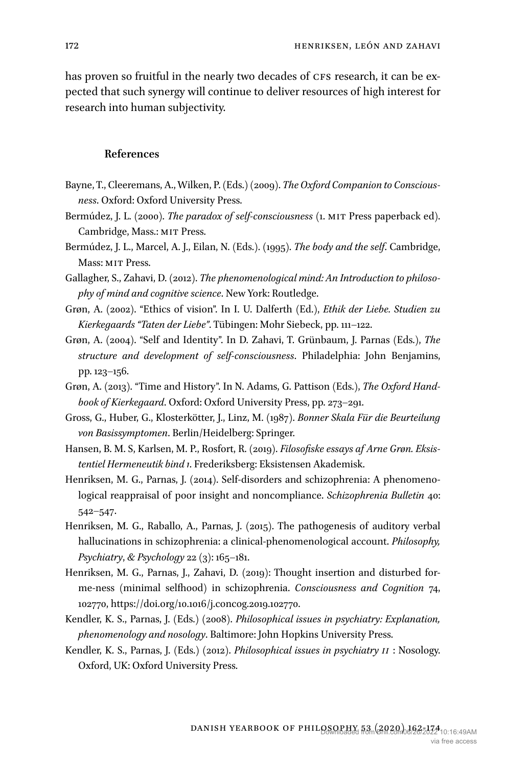has proven so fruitful in the nearly two decades of CFS research, it can be expected that such synergy will continue to deliver resources of high interest for research into human subjectivity.

## References

Bayne, T., Cleeremans, A., Wilken, P. (Eds.) (2009). *The Oxford Companion to Consciousness*. Oxford: Oxford University Press.

Bermúdez, J. L. (2000). *The paradox of self-consciousness* (1. MIT Press paperback ed). Cambridge, Mass.: MIT Press.

Bermúdez, J. L., Marcel, A. J., Eilan, N. (Eds.). (1995). *The body and the self*. Cambridge, Mass: MIT Press.

Gallagher, S., Zahavi, D. (2012). *The phenomenological mind: An Introduction to philosophy of mind and cognitive science*. New York: Routledge.

Grøn, A. (2002). "Ethics of vision". In I. U. Dalferth (Ed.), *Ethik der Liebe. Studien zu Kierkegaards "Taten der Liebe"*. Tübingen: Mohr Siebeck, pp. 111–122.

Grøn, A. (2004). "Self and Identity". In D. Zahavi, T. Grünbaum, J. Parnas (Eds.), *The structure and development of self-consciousness*. Philadelphia: John Benjamins, pp. 123–156.

Grøn, A. (2013). "Time and History". In N. Adams, G. Pattison (Eds.), *The Oxford Handbook of Kierkegaard*. Oxford: Oxford University Press, pp. 273–291.

Gross, G., Huber, G., Klosterkötter, J., Linz, M. (1987). *Bonner Skala Für die Beurteilung von Basissymptomen*. Berlin/Heidelberg: Springer.

Hansen, B. M. S, Karlsen, M. P., Rosfort, R. (2019). *Filosofiske essays af Arne Grøn. Eksistentiel Hermeneutik bind 1*. Frederiksberg: Eksistensen Akademisk.

Henriksen, M. G., Parnas, J. (2014). Self-disorders and schizophrenia: A phenomenological reappraisal of poor insight and noncompliance. *Schizophrenia Bulletin* 40: 542–547.

Henriksen, M. G., Raballo, A., Parnas, J. (2015). The pathogenesis of auditory verbal hallucinations in schizophrenia: a clinical-phenomenological account. *Philosophy, Psychiatry, & Psychology* 22 (3): 165–181.

Henriksen, M. G., Parnas, J., Zahavi, D. (2019): Thought insertion and disturbed for-me-ness (minimal selfhood) in schizophrenia. *Consciousness and Cognition* 74, 102770, https://doi.org/10.1016/j.concog.2019.102770.

Kendler, K. S., Parnas, J. (Eds.) (2008). *Philosophical issues in psychiatry: Explanation, phenomenology and nosology*. Baltimore: John Hopkins University Press.

Kendler, K. S., Parnas, J. (Eds.) (2012). *Philosophical issues in psychiatry II* : Nosology. Oxford, UK: Oxford University Press.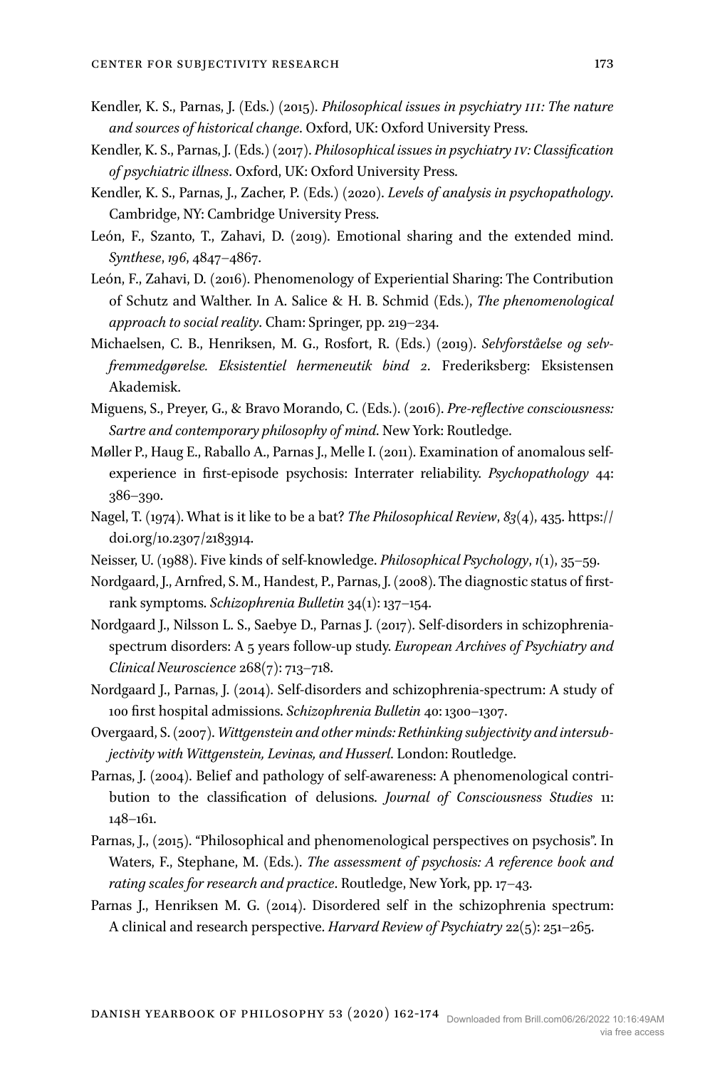Kendler, K. S., Parnas, J. (Eds.) (2015). *Philosophical issues in psychiatry III: The nature and sources of historical change*. Oxford, UK: Oxford University Press.

Kendler, K. S., Parnas, J. (Eds.) (2017). *Philosophical issues in psychiatry IV: Classification of psychiatric illness*. Oxford, UK: Oxford University Press.

Kendler, K. S., Parnas, J., Zacher, P. (Eds.) (2020). *Levels of analysis in psychopathology*. Cambridge, NY: Cambridge University Press.

León, F., Szanto, T., Zahavi, D. (2019). Emotional sharing and the extended mind. *Synthese*, *196*, 4847–4867.

León, F., Zahavi, D. (2016). Phenomenology of Experiential Sharing: The Contribution of Schutz and Walther. In A. Salice & H. B. Schmid (Eds.), *The phenomenological approach to social reality*. Cham: Springer, pp. 219–234.

Michaelsen, C. B., Henriksen, M. G., Rosfort, R. (Eds.) (2019). *Selvforståelse og selvfremmedgørelse. Eksistentiel hermeneutik bind 2*. Frederiksberg: Eksistensen Akademisk.

Miguens, S., Preyer, G., & Bravo Morando, C. (Eds.). (2016). *Pre-reflective consciousness: Sartre and contemporary philosophy of mind*. New York: Routledge.

Møller P., Haug E., Raballo A., Parnas J., Melle I. (2011). Examination of anomalous self-experience in first-episode psychosis: Interrater reliability. *Psychopathology* 44: 386–390.

Nagel, T. (1974). What is it like to be a bat? *The Philosophical Review*, *83*(4), 435. https://doi.org/10.2307/2183914.

Neisser, U. (1988). Five kinds of self-knowledge. *Philosophical Psychology*, *1*(1), 35–59.

Nordgaard, J., Arnfred, S. M., Handest, P., Parnas, J. (2008). The diagnostic status of first-rank symptoms. *Schizophrenia Bulletin* 34(1): 137–154.

Nordgaard J., Nilsson L. S., Saebye D., Parnas J. (2017). Self-disorders in schizophrenia-spectrum disorders: A 5 years follow-up study. *European Archives of Psychiatry and Clinical Neuroscience* 268(7): 713–718.

Nordgaard J., Parnas, J. (2014). Self-disorders and schizophrenia-spectrum: A study of 100 first hospital admissions. *Schizophrenia Bulletin* 40: 1300–1307.

Overgaard, S. (2007). *Wittgenstein and other minds: Rethinking subjectivity and intersubjectivity with Wittgenstein, Levinas, and Husserl*. London: Routledge.

Parnas, J. (2004). Belief and pathology of self-awareness: A phenomenological contribution to the classification of delusions. *Journal of Consciousness Studies* 11: 148–161.

Parnas, J., (2015). "Philosophical and phenomenological perspectives on psychosis". In Waters, F., Stephane, M. (Eds.). *The assessment of psychosis: A reference book and rating scales for research and practice*. Routledge, New York, pp. 17–43.

Parnas J., Henriksen M. G. (2014). Disordered self in the schizophrenia spectrum: A clinical and research perspective. *Harvard Review of Psychiatry* 22(5): 251–265.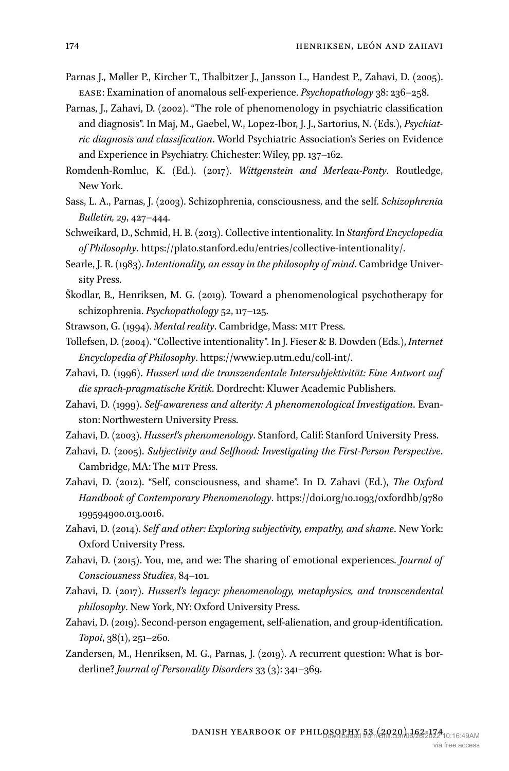Parnas J., Møller P., Kircher T., Thalbitzer J., Jansson L., Handest P., Zahavi, D. (2005). EASE: Examination of anomalous self-experience. *Psychopathology* 38: 236–258.

Parnas, J., Zahavi, D. (2002). "The role of phenomenology in psychiatric classification and diagnosis". In Maj, M., Gaebel, W., Lopez-Ibor, J. J., Sartorius, N. (Eds.), *Psychiatric diagnosis and classification*. World Psychiatric Association's Series on Evidence and Experience in Psychiatry. Chichester: Wiley, pp. 137–162.

Romdenh-Romluc, K. (Ed.). (2017). *Wittgenstein and Merleau-Ponty*. Routledge, New York.

Sass, L. A., Parnas, J. (2003). Schizophrenia, consciousness, and the self. *Schizophrenia Bulletin, 29*, 427–444.

Schweikard, D., Schmid, H. B. (2013). Collective intentionality. In *Stanford Encyclopedia of Philosophy*. https://plato.stanford.edu/entries/collective-intentionality/.

Searle, J. R. (1983). *Intentionality, an essay in the philosophy of mind*. Cambridge University Press.

Škodlar, B., Henriksen, M. G. (2019). Toward a phenomenological psychotherapy for schizophrenia. *Psychopathology* 52, 117–125.

Strawson, G. (1994). *Mental reality*. Cambridge, Mass: MIT Press.

Tollefsen, D. (2004). "Collective intentionality". In J. Fieser & B. Dowden (Eds.), *Internet Encyclopedia of Philosophy*. https://www.iep.utm.edu/coll-int/.

Zahavi, D. (1996). *Husserl und die transzendentale Intersubjektivität: Eine Antwort auf die sprach-pragmatische Kritik*. Dordrecht: Kluwer Academic Publishers.

Zahavi, D. (1999). *Self-awareness and alterity: A phenomenological Investigation*. Evanston: Northwestern University Press.

Zahavi, D. (2003). *Husserl's phenomenology*. Stanford, Calif: Stanford University Press.

Zahavi, D. (2005). *Subjectivity and Selfhood: Investigating the First-Person Perspective*. Cambridge, MA: The MIT Press.

Zahavi, D. (2012). "Self, consciousness, and shame". In D. Zahavi (Ed.), *The Oxford Handbook of Contemporary Phenomenology*. https://doi.org/10.1093/oxfordhb/9780199594900.013.0016.

Zahavi, D. (2014). *Self and other: Exploring subjectivity, empathy, and shame*. New York: Oxford University Press.

Zahavi, D. (2015). You, me, and we: The sharing of emotional experiences. *Journal of Consciousness Studies*, 84–101.

Zahavi, D. (2017). *Husserl's legacy: phenomenology, metaphysics, and transcendental philosophy*. New York, NY: Oxford University Press.

Zahavi, D. (2019). Second-person engagement, self-alienation, and group-identification. *Topoi*, 38(1), 251–260.

Zandersen, M., Henriksen, M. G., Parnas, J. (2019). A recurrent question: What is borderline? *Journal of Personality Disorders* 33 (3): 341–369.